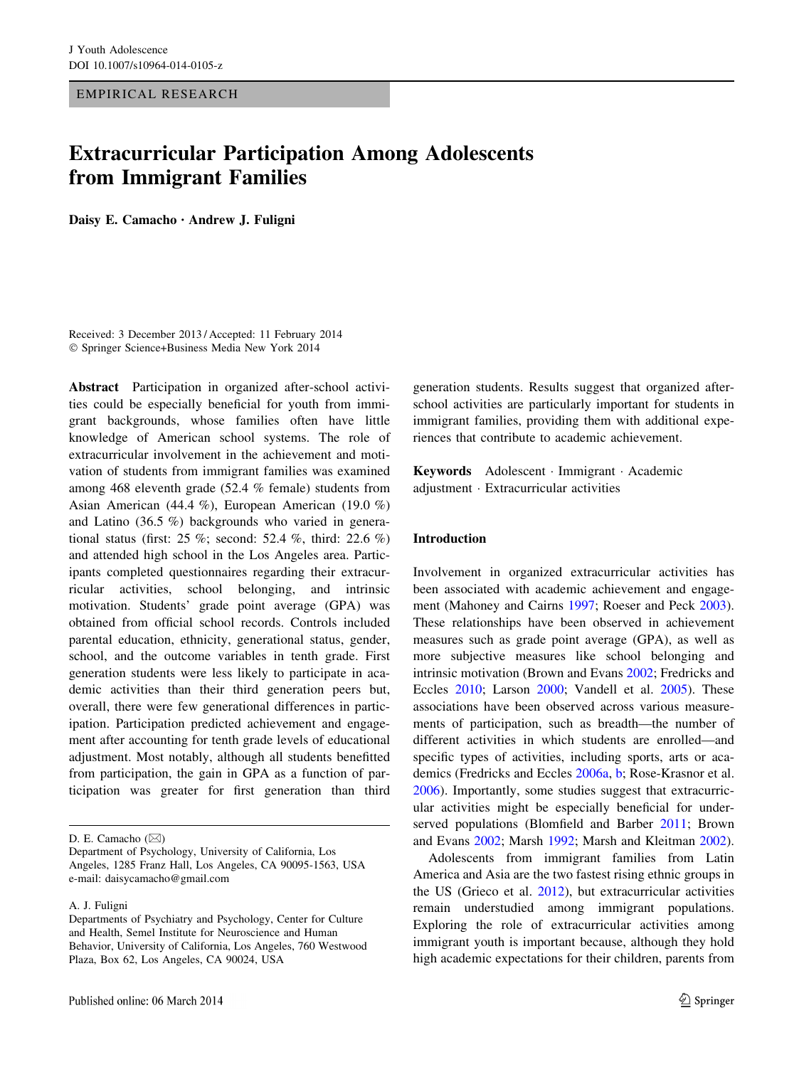EMPIRICAL RESEARCH

# Extracurricular Participation Among Adolescents from Immigrant Families

**Daisy E. Camacho · Andrew J. Fuligni**

Received: 3 December 2013 / Accepted: 11 February 2014
© Springer Science+Business Media New York 2014

**Abstract** Participation in organized after-school activities could be especially beneficial for youth from immigrant backgrounds, whose families often have little knowledge of American school systems. The role of extracurricular involvement in the achievement and motivation of students from immigrant families was examined among 468 eleventh grade (52.4 % female) students from Asian American (44.4 %), European American (19.0 %) and Latino (36.5 %) backgrounds who varied in generational status (first: 25 %; second: 52.4 %, third: 22.6 %) and attended high school in the Los Angeles area. Participants completed questionnaires regarding their extracurricular activities, school belonging, and intrinsic motivation. Students' grade point average (GPA) was obtained from official school records. Controls included parental education, ethnicity, generational status, gender, school, and the outcome variables in tenth grade. First generation students were less likely to participate in academic activities than their third generation peers but, overall, there were few generational differences in participation. Participation predicted achievement and engagement after accounting for tenth grade levels of educational adjustment. Most notably, although all students benefitted from participation, the gain in GPA as a function of participation was greater for first generation than third generation students. Results suggest that organized after-school activities are particularly important for students in immigrant families, providing them with additional experiences that contribute to academic achievement.

**Keywords** Adolescent · Immigrant · Academic adjustment · Extracurricular activities

D. E. Camacho (✉)
Department of Psychology, University of California, Los Angeles, 1285 Franz Hall, Los Angeles, CA 90095-1563, USA
e-mail: daisycamacho@gmail.com

A. J. Fuligni
Departments of Psychiatry and Psychology, Center for Culture and Health, Semel Institute for Neuroscience and Human Behavior, University of California, Los Angeles, 760 Westwood Plaza, Box 62, Los Angeles, CA 90024, USA

## Introduction

Involvement in organized extracurricular activities has been associated with academic achievement and engagement (Mahoney and Cairns 1997; Roeser and Peck 2003). These relationships have been observed in achievement measures such as grade point average (GPA), as well as more subjective measures like school belonging and intrinsic motivation (Brown and Evans 2002; Fredricks and Eccles 2010; Larson 2000; Vandell et al. 2005). These associations have been observed across various measurements of participation, such as breadth—the number of different activities in which students are enrolled—and specific types of activities, including sports, arts or academics (Fredricks and Eccles 2006a, b; Rose-Krasnor et al. 2006). Importantly, some studies suggest that extracurricular activities might be especially beneficial for underserved populations (Blomfield and Barber 2011; Brown and Evans 2002; Marsh 1992; Marsh and Kleitman 2002).

Adolescents from immigrant families from Latin America and Asia are the two fastest rising ethnic groups in the US (Grieco et al. 2012), but extracurricular activities remain understudied among immigrant populations. Exploring the role of extracurricular activities among immigrant youth is important because, although they hold high academic expectations for their children, parents from

Published online: 06 March 2014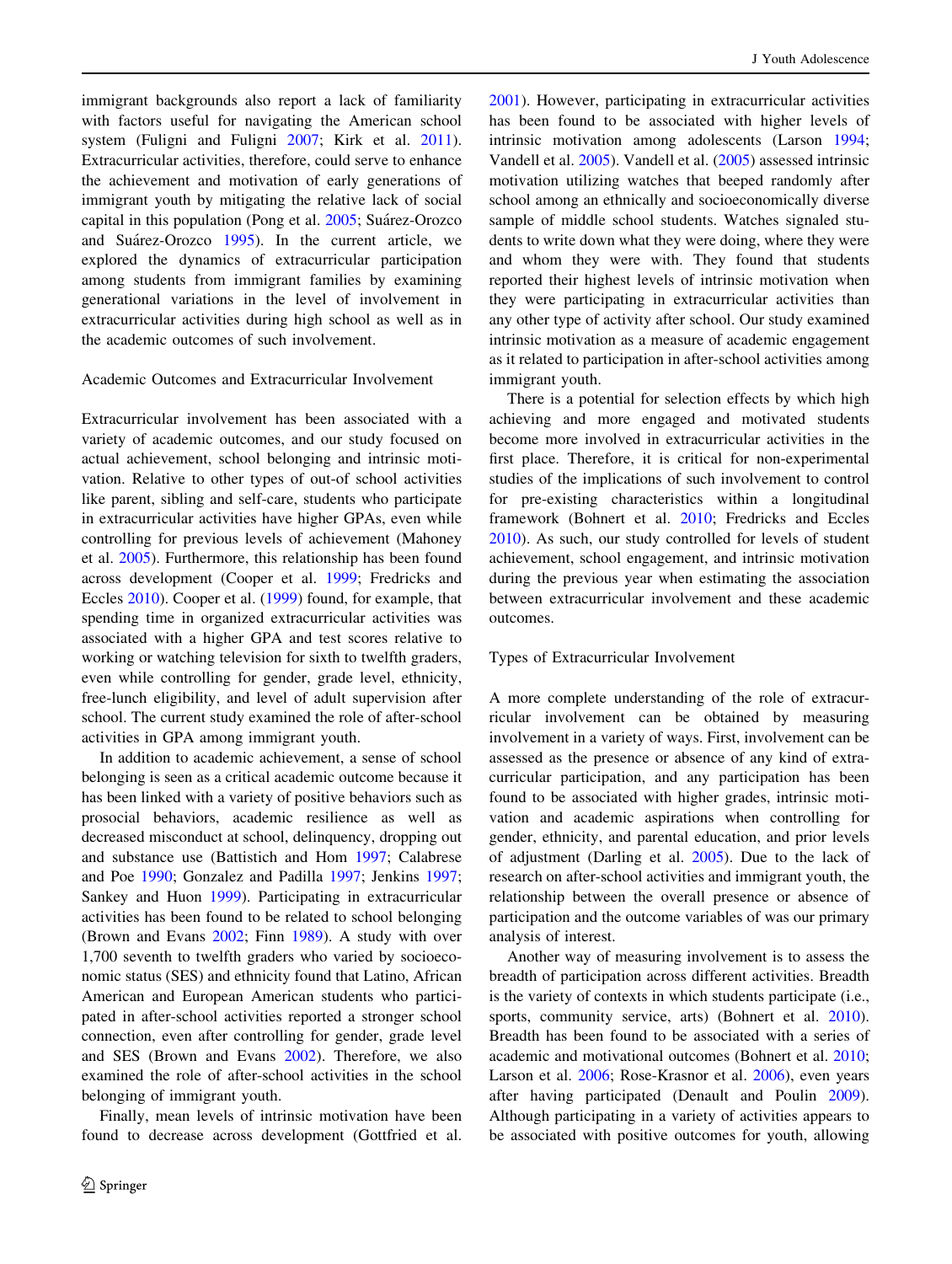immigrant backgrounds also report a lack of familiarity with factors useful for navigating the American school system (Fuligni and Fuligni 2007; Kirk et al. 2011). Extracurricular activities, therefore, could serve to enhance the achievement and motivation of early generations of immigrant youth by mitigating the relative lack of social capital in this population (Pong et al. 2005; Suárez-Orozco and Suárez-Orozco 1995). In the current article, we explored the dynamics of extracurricular participation among students from immigrant families by examining generational variations in the level of involvement in extracurricular activities during high school as well as in the academic outcomes of such involvement.

## Academic Outcomes and Extracurricular Involvement

Extracurricular involvement has been associated with a variety of academic outcomes, and our study focused on actual achievement, school belonging and intrinsic motivation. Relative to other types of out-of school activities like parent, sibling and self-care, students who participate in extracurricular activities have higher GPAs, even while controlling for previous levels of achievement (Mahoney et al. 2005). Furthermore, this relationship has been found across development (Cooper et al. 1999; Fredricks and Eccles 2010). Cooper et al. (1999) found, for example, that spending time in organized extracurricular activities was associated with a higher GPA and test scores relative to working or watching television for sixth to twelfth graders, even while controlling for gender, grade level, ethnicity, free-lunch eligibility, and level of adult supervision after school. The current study examined the role of after-school activities in GPA among immigrant youth.

In addition to academic achievement, a sense of school belonging is seen as a critical academic outcome because it has been linked with a variety of positive behaviors such as prosocial behaviors, academic resilience as well as decreased misconduct at school, delinquency, dropping out and substance use (Battistich and Hom 1997; Calabrese and Poe 1990; Gonzalez and Padilla 1997; Jenkins 1997; Sankey and Huon 1999). Participating in extracurricular activities has been found to be related to school belonging (Brown and Evans 2002; Finn 1989). A study with over 1,700 seventh to twelfth graders who varied by socioeconomic status (SES) and ethnicity found that Latino, African American and European American students who participated in after-school activities reported a stronger school connection, even after controlling for gender, grade level and SES (Brown and Evans 2002). Therefore, we also examined the role of after-school activities in the school belonging of immigrant youth.

Finally, mean levels of intrinsic motivation have been found to decrease across development (Gottfried et al. 2001). However, participating in extracurricular activities has been found to be associated with higher levels of intrinsic motivation among adolescents (Larson 1994; Vandell et al. 2005). Vandell et al. (2005) assessed intrinsic motivation utilizing watches that beeped randomly after school among an ethnically and socioeconomically diverse sample of middle school students. Watches signaled students to write down what they were doing, where they were and whom they were with. They found that students reported their highest levels of intrinsic motivation when they were participating in extracurricular activities than any other type of activity after school. Our study examined intrinsic motivation as a measure of academic engagement as it related to participation in after-school activities among immigrant youth.

There is a potential for selection effects by which high achieving and more engaged and motivated students become more involved in extracurricular activities in the first place. Therefore, it is critical for non-experimental studies of the implications of such involvement to control for pre-existing characteristics within a longitudinal framework (Bohnert et al. 2010; Fredricks and Eccles 2010). As such, our study controlled for levels of student achievement, school engagement, and intrinsic motivation during the previous year when estimating the association between extracurricular involvement and these academic outcomes.

## Types of Extracurricular Involvement

A more complete understanding of the role of extracurricular involvement can be obtained by measuring involvement in a variety of ways. First, involvement can be assessed as the presence or absence of any kind of extracurricular participation, and any participation has been found to be associated with higher grades, intrinsic motivation and academic aspirations when controlling for gender, ethnicity, and parental education, and prior levels of adjustment (Darling et al. 2005). Due to the lack of research on after-school activities and immigrant youth, the relationship between the overall presence or absence of participation and the outcome variables of was our primary analysis of interest.

Another way of measuring involvement is to assess the breadth of participation across different activities. Breadth is the variety of contexts in which students participate (i.e., sports, community service, arts) (Bohnert et al. 2010). Breadth has been found to be associated with a series of academic and motivational outcomes (Bohnert et al. 2010; Larson et al. 2006; Rose-Krasnor et al. 2006), even years after having participated (Denault and Poulin 2009). Although participating in a variety of activities appears to be associated with positive outcomes for youth, allowing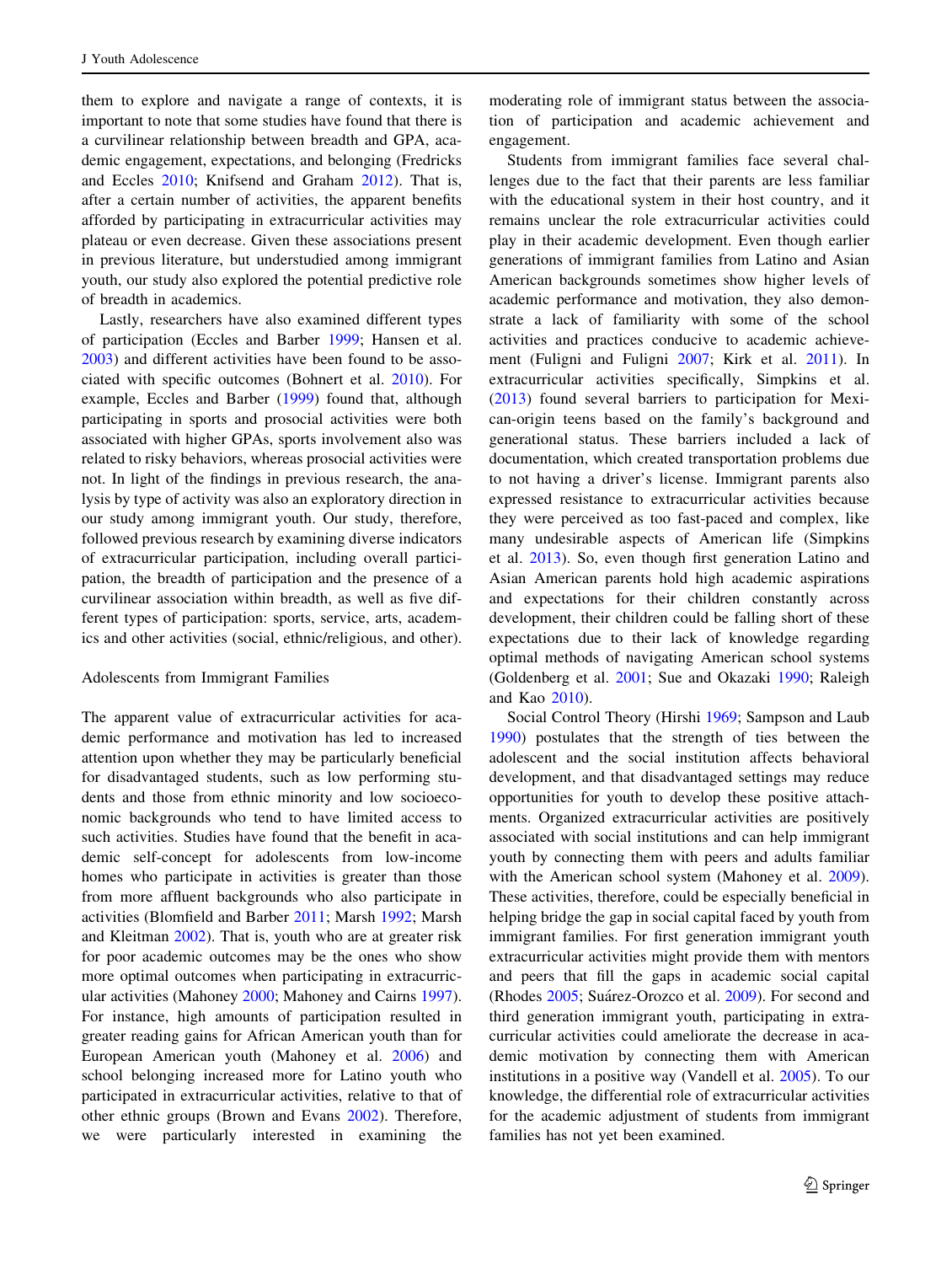them to explore and navigate a range of contexts, it is important to note that some studies have found that there is a curvilinear relationship between breadth and GPA, academic engagement, expectations, and belonging (Fredricks and Eccles 2010; Knifsend and Graham 2012). That is, after a certain number of activities, the apparent benefits afforded by participating in extracurricular activities may plateau or even decrease. Given these associations present in previous literature, but understudied among immigrant youth, our study also explored the potential predictive role of breadth in academics.

Lastly, researchers have also examined different types of participation (Eccles and Barber 1999; Hansen et al. 2003) and different activities have been found to be associated with specific outcomes (Bohnert et al. 2010). For example, Eccles and Barber (1999) found that, although participating in sports and prosocial activities were both associated with higher GPAs, sports involvement also was related to risky behaviors, whereas prosocial activities were not. In light of the findings in previous research, the analysis by type of activity was also an exploratory direction in our study among immigrant youth. Our study, therefore, followed previous research by examining diverse indicators of extracurricular participation, including overall participation, the breadth of participation and the presence of a curvilinear association within breadth, as well as five different types of participation: sports, service, arts, academics and other activities (social, ethnic/religious, and other).

## Adolescents from Immigrant Families

The apparent value of extracurricular activities for academic performance and motivation has led to increased attention upon whether they may be particularly beneficial for disadvantaged students, such as low performing students and those from ethnic minority and low socioeconomic backgrounds who tend to have limited access to such activities. Studies have found that the benefit in academic self-concept for adolescents from low-income homes who participate in activities is greater than those from more affluent backgrounds who also participate in activities (Blomfield and Barber 2011; Marsh 1992; Marsh and Kleitman 2002). That is, youth who are at greater risk for poor academic outcomes may be the ones who show more optimal outcomes when participating in extracurricular activities (Mahoney 2000; Mahoney and Cairns 1997). For instance, high amounts of participation resulted in greater reading gains for African American youth than for European American youth (Mahoney et al. 2006) and school belonging increased more for Latino youth who participated in extracurricular activities, relative to that of other ethnic groups (Brown and Evans 2002). Therefore, we were particularly interested in examining the moderating role of immigrant status between the association of participation and academic achievement and engagement.

Students from immigrant families face several challenges due to the fact that their parents are less familiar with the educational system in their host country, and it remains unclear the role extracurricular activities could play in their academic development. Even though earlier generations of immigrant families from Latino and Asian American backgrounds sometimes show higher levels of academic performance and motivation, they also demonstrate a lack of familiarity with some of the school activities and practices conducive to academic achievement (Fuligni and Fuligni 2007; Kirk et al. 2011). In extracurricular activities specifically, Simpkins et al. (2013) found several barriers to participation for Mexican-origin teens based on the family's background and generational status. These barriers included a lack of documentation, which created transportation problems due to not having a driver's license. Immigrant parents also expressed resistance to extracurricular activities because they were perceived as too fast-paced and complex, like many undesirable aspects of American life (Simpkins et al. 2013). So, even though first generation Latino and Asian American parents hold high academic aspirations and expectations for their children constantly across development, their children could be falling short of these expectations due to their lack of knowledge regarding optimal methods of navigating American school systems (Goldenberg et al. 2001; Sue and Okazaki 1990; Raleigh and Kao 2010).

Social Control Theory (Hirshi 1969; Sampson and Laub 1990) postulates that the strength of ties between the adolescent and the social institution affects behavioral development, and that disadvantaged settings may reduce opportunities for youth to develop these positive attachments. Organized extracurricular activities are positively associated with social institutions and can help immigrant youth by connecting them with peers and adults familiar with the American school system (Mahoney et al. 2009). These activities, therefore, could be especially beneficial in helping bridge the gap in social capital faced by youth from immigrant families. For first generation immigrant youth extracurricular activities might provide them with mentors and peers that fill the gaps in academic social capital (Rhodes 2005; Suárez-Orozco et al. 2009). For second and third generation immigrant youth, participating in extracurricular activities could ameliorate the decrease in academic motivation by connecting them with American institutions in a positive way (Vandell et al. 2005). To our knowledge, the differential role of extracurricular activities for the academic adjustment of students from immigrant families has not yet been examined.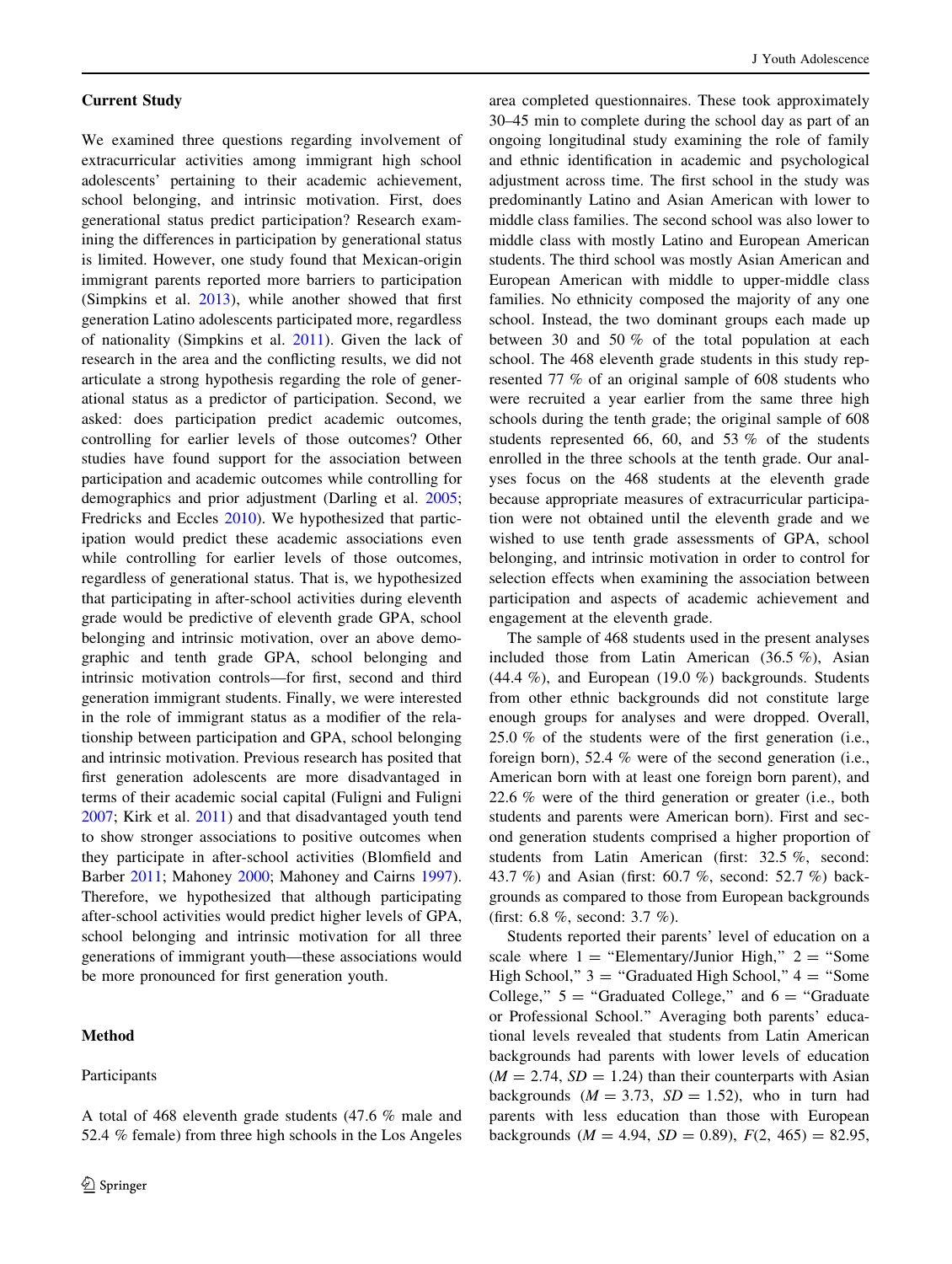## Current Study

We examined three questions regarding involvement of extracurricular activities among immigrant high school adolescents' pertaining to their academic achievement, school belonging, and intrinsic motivation. First, does generational status predict participation? Research examining the differences in participation by generational status is limited. However, one study found that Mexican-origin immigrant parents reported more barriers to participation (Simpkins et al. 2013), while another showed that first generation Latino adolescents participated more, regardless of nationality (Simpkins et al. 2011). Given the lack of research in the area and the conflicting results, we did not articulate a strong hypothesis regarding the role of generational status as a predictor of participation. Second, we asked: does participation predict academic outcomes, controlling for earlier levels of those outcomes? Other studies have found support for the association between participation and academic outcomes while controlling for demographics and prior adjustment (Darling et al. 2005; Fredricks and Eccles 2010). We hypothesized that participation would predict these academic associations even while controlling for earlier levels of those outcomes, regardless of generational status. That is, we hypothesized that participating in after-school activities during eleventh grade would be predictive of eleventh grade GPA, school belonging and intrinsic motivation, over an above demographic and tenth grade GPA, school belonging and intrinsic motivation controls—for first, second and third generation immigrant students. Finally, we were interested in the role of immigrant status as a modifier of the relationship between participation and GPA, school belonging and intrinsic motivation. Previous research has posited that first generation adolescents are more disadvantaged in terms of their academic social capital (Fuligni and Fuligni 2007; Kirk et al. 2011) and that disadvantaged youth tend to show stronger associations to positive outcomes when they participate in after-school activities (Blomfield and Barber 2011; Mahoney 2000; Mahoney and Cairns 1997). Therefore, we hypothesized that although participating after-school activities would predict higher levels of GPA, school belonging and intrinsic motivation for all three generations of immigrant youth—these associations would be more pronounced for first generation youth.

## Method

### Participants

A total of 468 eleventh grade students (47.6 % male and 52.4 % female) from three high schools in the Los Angeles area completed questionnaires. These took approximately 30–45 min to complete during the school day as part of an ongoing longitudinal study examining the role of family and ethnic identification in academic and psychological adjustment across time. The first school in the study was predominantly Latino and Asian American with lower to middle class families. The second school was also lower to middle class with mostly Latino and European American students. The third school was mostly Asian American and European American with middle to upper-middle class families. No ethnicity composed the majority of any one school. Instead, the two dominant groups each made up between 30 and 50 % of the total population at each school. The 468 eleventh grade students in this study represented 77 % of an original sample of 608 students who were recruited a year earlier from the same three high schools during the tenth grade; the original sample of 608 students represented 66, 60, and 53 % of the students enrolled in the three schools at the tenth grade. Our analyses focus on the 468 students at the eleventh grade because appropriate measures of extracurricular participation were not obtained until the eleventh grade and we wished to use tenth grade assessments of GPA, school belonging, and intrinsic motivation in order to control for selection effects when examining the association between participation and aspects of academic achievement and engagement at the eleventh grade.

The sample of 468 students used in the present analyses included those from Latin American (36.5 %), Asian (44.4 %), and European (19.0 %) backgrounds. Students from other ethnic backgrounds did not constitute large enough groups for analyses and were dropped. Overall, 25.0 % of the students were of the first generation (i.e., foreign born), 52.4 % were of the second generation (i.e., American born with at least one foreign born parent), and 22.6 % were of the third generation or greater (i.e., both students and parents were American born). First and second generation students comprised a higher proportion of students from Latin American (first: 32.5 %, second: 43.7 %) and Asian (first: 60.7 %, second: 52.7 %) backgrounds as compared to those from European backgrounds (first: 6.8 %, second: 3.7 %).

Students reported their parents' level of education on a scale where 1 = "Elementary/Junior High," 2 = "Some High School," 3 = "Graduated High School," 4 = "Some College," 5 = "Graduated College," and 6 = "Graduate or Professional School." Averaging both parents' educational levels revealed that students from Latin American backgrounds had parents with lower levels of education ($M = 2.74$, $SD = 1.24$) than their counterparts with Asian backgrounds ($M = 3.73$, $SD = 1.52$), who in turn had parents with less education than those with European backgrounds ($M = 4.94$, $SD = 0.89$), $F(2, 465) = 82.95$,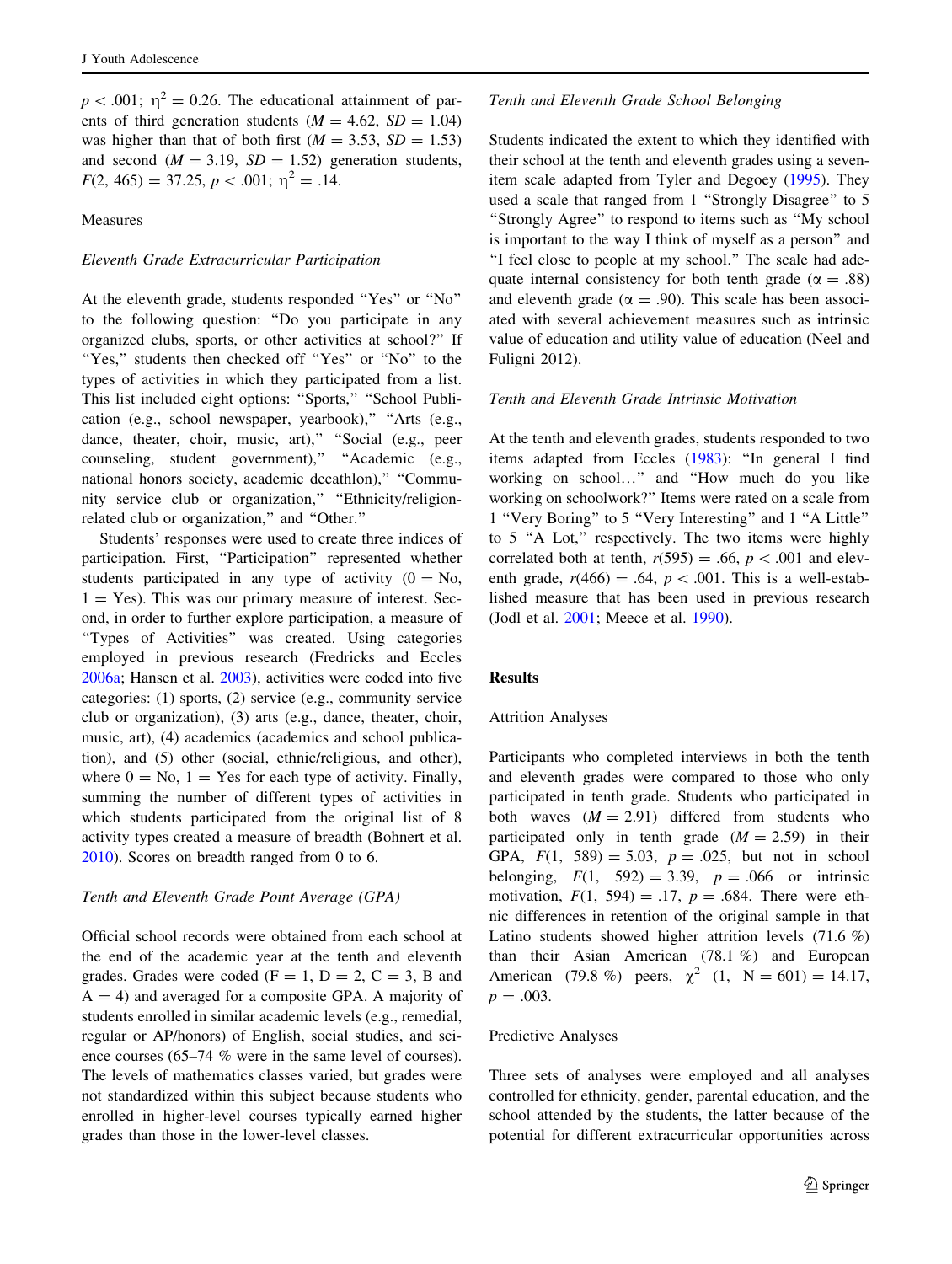$p < .001$; $\eta^2 = 0.26$. The educational attainment of parents of third generation students ($M = 4.62$, $SD = 1.04$) was higher than that of both first ($M = 3.53$, $SD = 1.53$) and second ($M = 3.19$, $SD = 1.52$) generation students, $F(2, 465) = 37.25$, $p < .001$; $\eta^2 = .14$.

## Measures

### *Eleventh Grade Extracurricular Participation*

At the eleventh grade, students responded "Yes" or "No" to the following question: "Do you participate in any organized clubs, sports, or other activities at school?" If "Yes," students then checked off "Yes" or "No" to the types of activities in which they participated from a list. This list included eight options: "Sports," "School Publication (e.g., school newspaper, yearbook)," "Arts (e.g., dance, theater, choir, music, art)," "Social (e.g., peer counseling, student government)," "Academic (e.g., national honors society, academic decathlon)," "Community service club or organization," "Ethnicity/religion-related club or organization," and "Other."

Students' responses were used to create three indices of participation. First, "Participation" represented whether students participated in any type of activity (0 = No, 1 = Yes). This was our primary measure of interest. Second, in order to further explore participation, a measure of "Types of Activities" was created. Using categories employed in previous research (Fredricks and Eccles 2006a; Hansen et al. 2003), activities were coded into five categories: (1) sports, (2) service (e.g., community service club or organization), (3) arts (e.g., dance, theater, choir, music, art), (4) academics (academics and school publication), and (5) other (social, ethnic/religious, and other), where 0 = No, 1 = Yes for each type of activity. Finally, summing the number of different types of activities in which students participated from the original list of 8 activity types created a measure of breadth (Bohnert et al. 2010). Scores on breadth ranged from 0 to 6.

### *Tenth and Eleventh Grade Point Average (GPA)*

Official school records were obtained from each school at the end of the academic year at the tenth and eleventh grades. Grades were coded (F = 1, D = 2, C = 3, B and A = 4) and averaged for a composite GPA. A majority of students enrolled in similar academic levels (e.g., remedial, regular or AP/honors) of English, social studies, and science courses (65–74 % were in the same level of courses). The levels of mathematics classes varied, but grades were not standardized within this subject because students who enrolled in higher-level courses typically earned higher grades than those in the lower-level classes.

### *Tenth and Eleventh Grade School Belonging*

Students indicated the extent to which they identified with their school at the tenth and eleventh grades using a seven-item scale adapted from Tyler and Degoey (1995). They used a scale that ranged from 1 "Strongly Disagree" to 5 "Strongly Agree" to respond to items such as "My school is important to the way I think of myself as a person" and "I feel close to people at my school." The scale had adequate internal consistency for both tenth grade ($\alpha = .88$) and eleventh grade ($\alpha = .90$). This scale has been associated with several achievement measures such as intrinsic value of education and utility value of education (Neel and Fuligni 2012).

### *Tenth and Eleventh Grade Intrinsic Motivation*

At the tenth and eleventh grades, students responded to two items adapted from Eccles (1983): "In general I find working on school…" and "How much do you like working on schoolwork?" Items were rated on a scale from 1 "Very Boring" to 5 "Very Interesting" and 1 "A Little" to 5 "A Lot," respectively. The two items were highly correlated both at tenth, $r(595) = .66$, $p < .001$ and eleventh grade, $r(466) = .64$, $p < .001$. This is a well-established measure that has been used in previous research (Jodl et al. 2001; Meece et al. 1990).

# Results

## Attrition Analyses

Participants who completed interviews in both the tenth and eleventh grades were compared to those who only participated in tenth grade. Students who participated in both waves ($M = 2.91$) differed from students who participated only in tenth grade ($M = 2.59$) in their GPA, $F(1, 589) = 5.03$, $p = .025$, but not in school belonging, $F(1, 592) = 3.39$, $p = .066$ or intrinsic motivation, $F(1, 594) = .17$, $p = .684$. There were ethnic differences in retention of the original sample in that Latino students showed higher attrition levels (71.6 %) than their Asian American (78.1 %) and European American (79.8 %) peers, $\chi^2$ (1, N = 601) = 14.17, $p = .003$.

## Predictive Analyses

Three sets of analyses were employed and all analyses controlled for ethnicity, gender, parental education, and the school attended by the students, the latter because of the potential for different extracurricular opportunities across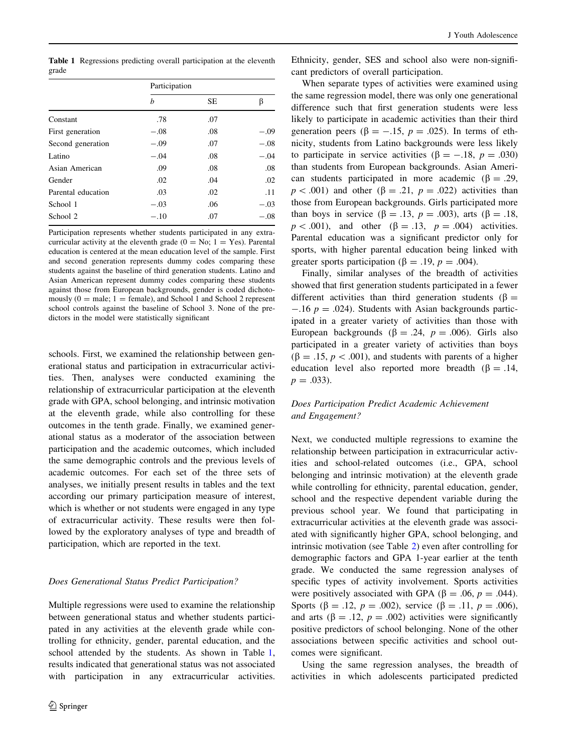**Table 1** Regressions predicting overall participation at the eleventh grade

| | Participation | | |
|---|---|---|---|
| | *b* | SE | β |
| Constant | .78 | .07 | |
| First generation | −.08 | .08 | −.09 |
| Second generation | −.09 | .07 | −.08 |
| Latino | −.04 | .08 | −.04 |
| Asian American | .09 | .08 | .08 |
| Gender | .02 | .04 | .02 |
| Parental education | .03 | .02 | .11 |
| School 1 | −.03 | .06 | −.03 |
| School 2 | −.10 | .07 | −.08 |

Participation represents whether students participated in any extracurricular activity at the eleventh grade (0 = No; 1 = Yes). Parental education is centered at the mean education level of the sample. First and second generation represents dummy codes comparing these students against the baseline of third generation students. Latino and Asian American represent dummy codes comparing these students against those from European backgrounds, gender is coded dichotomously (0 = male; 1 = female), and School 1 and School 2 represent school controls against the baseline of School 3. None of the predictors in the model were statistically significant

schools. First, we examined the relationship between generational status and participation in extracurricular activities. Then, analyses were conducted examining the relationship of extracurricular participation at the eleventh grade with GPA, school belonging, and intrinsic motivation at the eleventh grade, while also controlling for these outcomes in the tenth grade. Finally, we examined generational status as a moderator of the association between participation and the academic outcomes, which included the same demographic controls and the previous levels of academic outcomes. For each set of the three sets of analyses, we initially present results in tables and the text according our primary participation measure of interest, which is whether or not students were engaged in any type of extracurricular activity. These results were then followed by the exploratory analyses of type and breadth of participation, which are reported in the text.

### *Does Generational Status Predict Participation?*

Multiple regressions were used to examine the relationship between generational status and whether students participated in any activities at the eleventh grade while controlling for ethnicity, gender, parental education, and the school attended by the students. As shown in Table 1, results indicated that generational status was not associated with participation in any extracurricular activities. Ethnicity, gender, SES and school also were non-significant predictors of overall participation.

When separate types of activities were examined using the same regression model, there was only one generational difference such that first generation students were less likely to participate in academic activities than their third generation peers (β = −.15, $p = .025$). In terms of ethnicity, students from Latino backgrounds were less likely to participate in service activities (β = −.18, $p = .030$) than students from European backgrounds. Asian American students participated in more academic (β = .29, $p < .001$) and other (β = .21, $p = .022$) activities than those from European backgrounds. Girls participated more than boys in service (β = .13, $p = .003$), arts (β = .18, $p < .001$), and other (β = .13, $p = .004$) activities. Parental education was a significant predictor only for sports, with higher parental education being linked with greater sports participation (β = .19, $p = .004$).

Finally, similar analyses of the breadth of activities showed that first generation students participated in a fewer different activities than third generation students (β = −.16 $p = .024$). Students with Asian backgrounds participated in a greater variety of activities than those with European backgrounds (β = .24, $p = .006$). Girls also participated in a greater variety of activities than boys (β = .15, $p < .001$), and students with parents of a higher education level also reported more breadth (β = .14, $p = .033$).

### *Does Participation Predict Academic Achievement and Engagement?*

Next, we conducted multiple regressions to examine the relationship between participation in extracurricular activities and school-related outcomes (i.e., GPA, school belonging and intrinsic motivation) at the eleventh grade while controlling for ethnicity, parental education, gender, school and the respective dependent variable during the previous school year. We found that participating in extracurricular activities at the eleventh grade was associated with significantly higher GPA, school belonging, and intrinsic motivation (see Table 2) even after controlling for demographic factors and GPA 1-year earlier at the tenth grade. We conducted the same regression analyses of specific types of activity involvement. Sports activities were positively associated with GPA (β = .06, $p = .044$). Sports (β = .12, $p = .002$), service (β = .11, $p = .006$), and arts (β = .12, $p = .002$) activities were significantly positive predictors of school belonging. None of the other associations between specific activities and school outcomes were significant.

Using the same regression analyses, the breadth of activities in which adolescents participated predicted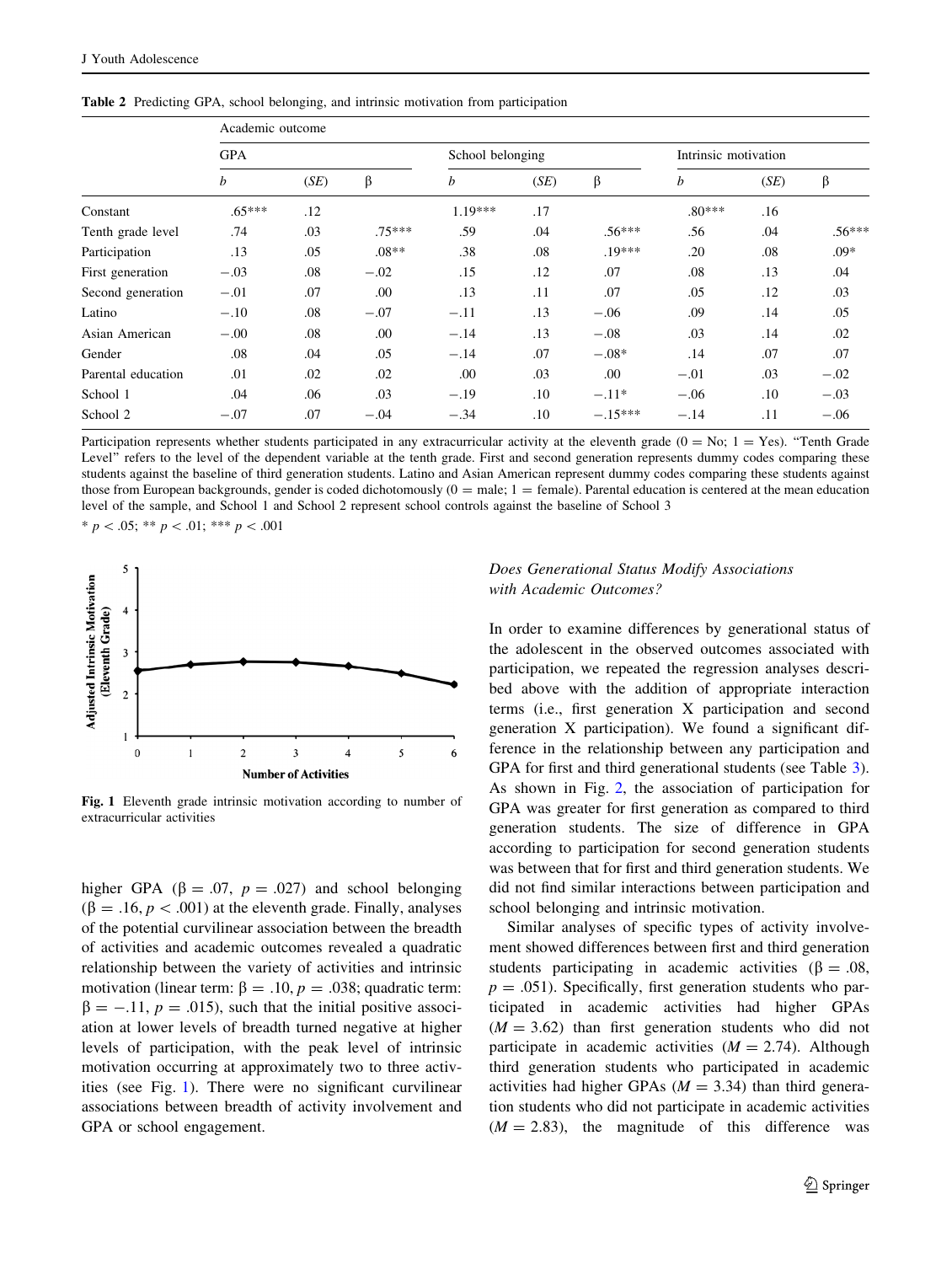**Table 2** Predicting GPA, school belonging, and intrinsic motivation from participation

| | Academic outcome | | | | | | | | |
|---|---|---|---|---|---|---|---|---|---|
| | GPA | | | School belonging | | | Intrinsic motivation | | |
| | *b* | (*SE*) | β | *b* | (*SE*) | β | *b* | (*SE*) | β |
| Constant | .65*** | .12 | | 1.19*** | .17 | | .80*** | .16 | |
| Tenth grade level | .74 | .03 | .75*** | .59 | .04 | .56*** | .56 | .04 | .56*** |
| Participation | .13 | .05 | .08** | .38 | .08 | .19*** | .20 | .08 | .09* |
| First generation | −.03 | .08 | −.02 | .15 | .12 | .07 | .08 | .13 | .04 |
| Second generation | −.01 | .07 | .00 | .13 | .11 | .07 | .05 | .12 | .03 |
| Latino | −.10 | .08 | −.07 | −.11 | .13 | −.06 | .09 | .14 | .05 |
| Asian American | −.00 | .08 | .00 | −.14 | .13 | −.08 | .03 | .14 | .02 |
| Gender | .08 | .04 | .05 | −.14 | .07 | −.08* | .14 | .07 | .07 |
| Parental education | .01 | .02 | .02 | .00 | .03 | .00 | −.01 | .03 | −.02 |
| School 1 | .04 | .06 | .03 | −.19 | .10 | −.11* | −.06 | .10 | −.03 |
| School 2 | −.07 | .07 | −.04 | −.34 | .10 | −.15*** | −.14 | .11 | −.06 |

Participation represents whether students participated in any extracurricular activity at the eleventh grade (0 = No; 1 = Yes). "Tenth Grade Level" refers to the level of the dependent variable at the tenth grade. First and second generation represents dummy codes comparing these students against the baseline of third generation students. Latino and Asian American represent dummy codes comparing these students against those from European backgrounds, gender is coded dichotomously (0 = male; 1 = female). Parental education is centered at the mean education level of the sample, and School 1 and School 2 represent school controls against the baseline of School 3

* $p < .05$; ** $p < .01$; *** $p < .001$

**Fig. 1** Eleventh grade intrinsic motivation according to number of extracurricular activities

higher GPA (β = .07, $p = .027$) and school belonging (β = .16, $p < .001$) at the eleventh grade. Finally, analyses of the potential curvilinear association between the breadth of activities and academic outcomes revealed a quadratic relationship between the variety of activities and intrinsic motivation (linear term: β = .10, $p = .038$; quadratic term: β = −.11, $p = .015$), such that the initial positive association at lower levels of breadth turned negative at higher levels of participation, with the peak level of intrinsic motivation occurring at approximately two to three activities (see Fig. 1). There were no significant curvilinear associations between breadth of activity involvement and GPA or school engagement.

### *Does Generational Status Modify Associations with Academic Outcomes?*

In order to examine differences by generational status of the adolescent in the observed outcomes associated with participation, we repeated the regression analyses described above with the addition of appropriate interaction terms (i.e., first generation X participation and second generation X participation). We found a significant difference in the relationship between any participation and GPA for first and third generational students (see Table 3). As shown in Fig. 2, the association of participation for GPA was greater for first generation as compared to third generation students. The size of difference in GPA according to participation for second generation students was between that for first and third generation students. We did not find similar interactions between participation and school belonging and intrinsic motivation.

Similar analyses of specific types of activity involvement showed differences between first and third generation students participating in academic activities (β = .08, $p = .051$). Specifically, first generation students who participated in academic activities had higher GPAs ($M = 3.62$) than first generation students who did not participate in academic activities ($M = 2.74$). Although third generation students who participated in academic activities had higher GPAs ($M = 3.34$) than third generation students who did not participate in academic activities ($M = 2.83$), the magnitude of this difference was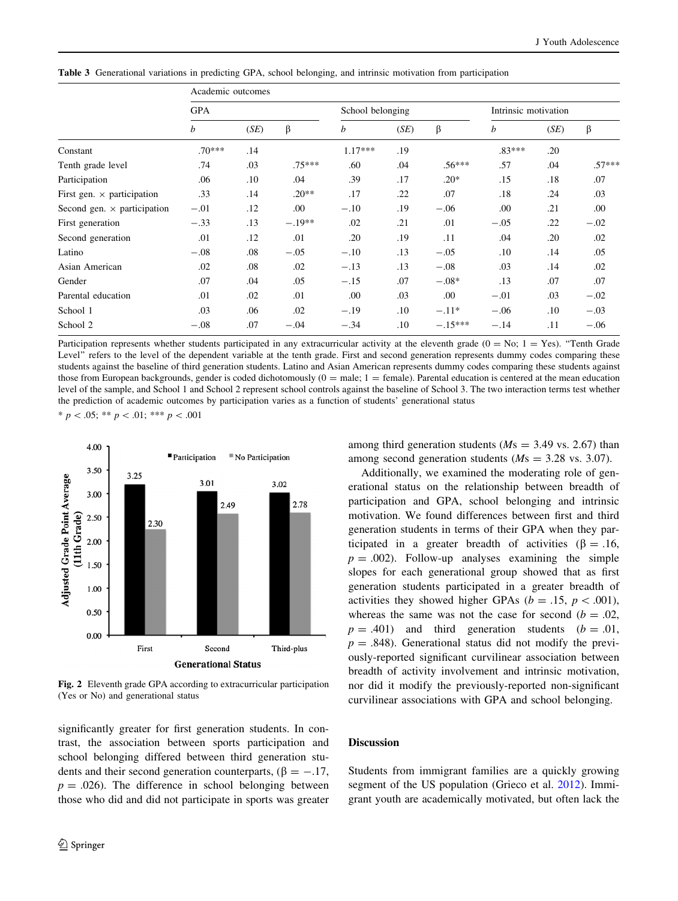**Table 3** Generational variations in predicting GPA, school belonging, and intrinsic motivation from participation

| | Academic outcomes | | | | | | | | |
|---|---|---|---|---|---|---|---|---|---|
| | GPA | | | School belonging | | | Intrinsic motivation | | |
| | *b* | (*SE*) | β | *b* | (*SE*) | β | *b* | (*SE*) | β |
| Constant | .70*** | .14 | | 1.17*** | .19 | | .83*** | .20 | |
| Tenth grade level | .74 | .03 | .75*** | .60 | .04 | .56*** | .57 | .04 | .57*** |
| Participation | .06 | .10 | .04 | .39 | .17 | .20* | .15 | .18 | .07 |
| First gen. × participation | .33 | .14 | .20** | .17 | .22 | .07 | .18 | .24 | .03 |
| Second gen. × participation | −.01 | .12 | .00 | −.10 | .19 | −.06 | .00 | .21 | .00 |
| First generation | −.33 | .13 | −.19** | .02 | .21 | .01 | −.05 | .22 | −.02 |
| Second generation | .01 | .12 | .01 | .20 | .19 | .11 | .04 | .20 | .02 |
| Latino | −.08 | .08 | −.05 | −.10 | .13 | −.05 | .10 | .14 | .05 |
| Asian American | .02 | .08 | .02 | −.13 | .13 | −.08 | .03 | .14 | .02 |
| Gender | .07 | .04 | .05 | −.15 | .07 | −.08* | .13 | .07 | .07 |
| Parental education | .01 | .02 | .01 | .00 | .03 | .00 | −.01 | .03 | −.02 |
| School 1 | .03 | .06 | .02 | −.19 | .10 | −.11* | −.06 | .10 | −.03 |
| School 2 | −.08 | .07 | −.04 | −.34 | .10 | −.15*** | −.14 | .11 | −.06 |

Participation represents whether students participated in any extracurricular activity at the eleventh grade (0 = No; 1 = Yes). "Tenth Grade Level" refers to the level of the dependent variable at the tenth grade. First and second generation represents dummy codes comparing these students against the baseline of third generation students. Latino and Asian American represents dummy codes comparing these students against those from European backgrounds, gender is coded dichotomously (0 = male; 1 = female). Parental education is centered at the mean education level of the sample, and School 1 and School 2 represent school controls against the baseline of School 3. The two interaction terms test whether the prediction of academic outcomes by participation varies as a function of students' generational status

* $p < .05$; ** $p < .01$; *** $p < .001$

**Fig. 2** Eleventh grade GPA according to extracurricular participation (Yes or No) and generational status

significantly greater for first generation students. In contrast, the association between sports participation and school belonging differed between third generation students and their second generation counterparts, ($\beta = -.17$, $p = .026$). The difference in school belonging between those who did and did not participate in sports was greater among third generation students ($M$s $= 3.49$ vs. $2.67$) than among second generation students ($M$s $= 3.28$ vs. $3.07$).

Additionally, we examined the moderating role of generational status on the relationship between breadth of participation and GPA, school belonging and intrinsic motivation. We found differences between first and third generation students in terms of their GPA when they participated in a greater breadth of activities ($\beta = .16$, $p = .002$). Follow-up analyses examining the simple slopes for each generational group showed that as first generation students participated in a greater breadth of activities they showed higher GPAs ($b = .15$, $p < .001$), whereas the same was not the case for second ($b = .02$, $p = .401$) and third generation students ($b = .01$, $p = .848$). Generational status did not modify the previously-reported significant curvilinear association between breadth of activity involvement and intrinsic motivation, nor did it modify the previously-reported non-significant curvilinear associations with GPA and school belonging.

## Discussion

Students from immigrant families are a quickly growing segment of the US population (Grieco et al. 2012). Immigrant youth are academically motivated, but often lack the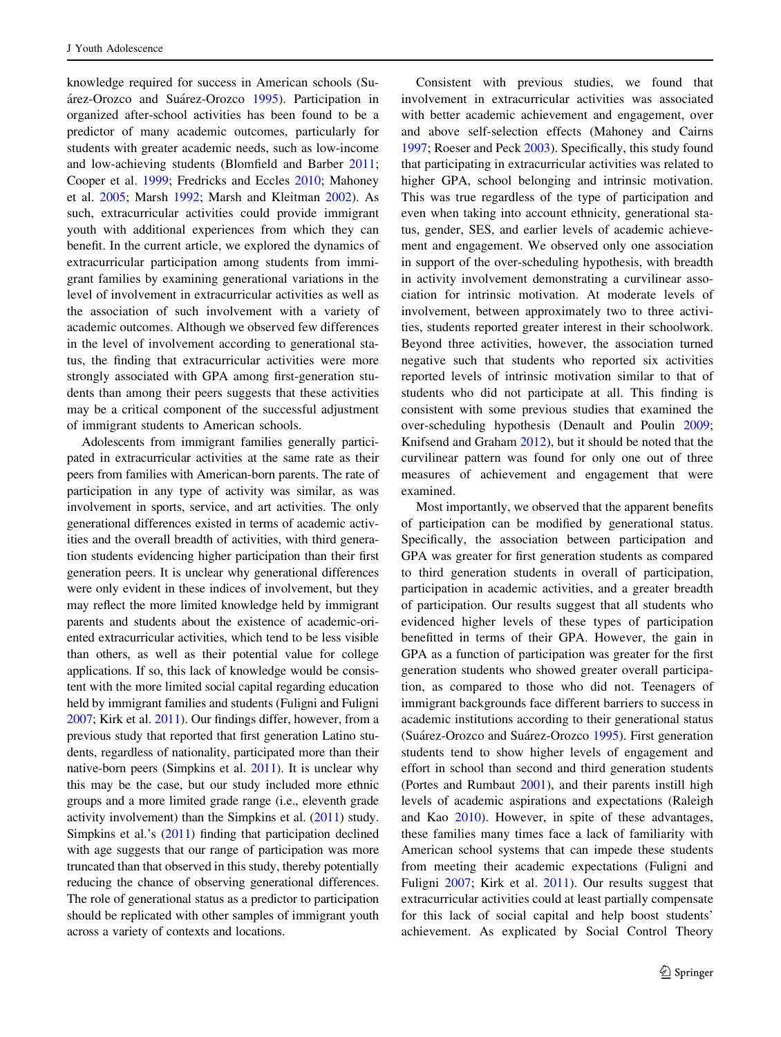knowledge required for success in American schools (Suárez-Orozco and Suárez-Orozco 1995). Participation in organized after-school activities has been found to be a predictor of many academic outcomes, particularly for students with greater academic needs, such as low-income and low-achieving students (Blomfield and Barber 2011; Cooper et al. 1999; Fredricks and Eccles 2010; Mahoney et al. 2005; Marsh 1992; Marsh and Kleitman 2002). As such, extracurricular activities could provide immigrant youth with additional experiences from which they can benefit. In the current article, we explored the dynamics of extracurricular participation among students from immigrant families by examining generational variations in the level of involvement in extracurricular activities as well as the association of such involvement with a variety of academic outcomes. Although we observed few differences in the level of involvement according to generational status, the finding that extracurricular activities were more strongly associated with GPA among first-generation students than among their peers suggests that these activities may be a critical component of the successful adjustment of immigrant students to American schools.

Adolescents from immigrant families generally participated in extracurricular activities at the same rate as their peers from families with American-born parents. The rate of participation in any type of activity was similar, as was involvement in sports, service, and art activities. The only generational differences existed in terms of academic activities and the overall breadth of activities, with third generation students evidencing higher participation than their first generation peers. It is unclear why generational differences were only evident in these indices of involvement, but they may reflect the more limited knowledge held by immigrant parents and students about the existence of academic-oriented extracurricular activities, which tend to be less visible than others, as well as their potential value for college applications. If so, this lack of knowledge would be consistent with the more limited social capital regarding education held by immigrant families and students (Fuligni and Fuligni 2007; Kirk et al. 2011). Our findings differ, however, from a previous study that reported that first generation Latino students, regardless of nationality, participated more than their native-born peers (Simpkins et al. 2011). It is unclear why this may be the case, but our study included more ethnic groups and a more limited grade range (i.e., eleventh grade activity involvement) than the Simpkins et al. (2011) study. Simpkins et al.'s (2011) finding that participation declined with age suggests that our range of participation was more truncated than that observed in this study, thereby potentially reducing the chance of observing generational differences. The role of generational status as a predictor to participation should be replicated with other samples of immigrant youth across a variety of contexts and locations.

Consistent with previous studies, we found that involvement in extracurricular activities was associated with better academic achievement and engagement, over and above self-selection effects (Mahoney and Cairns 1997; Roeser and Peck 2003). Specifically, this study found that participating in extracurricular activities was related to higher GPA, school belonging and intrinsic motivation. This was true regardless of the type of participation and even when taking into account ethnicity, generational status, gender, SES, and earlier levels of academic achievement and engagement. We observed only one association in support of the over-scheduling hypothesis, with breadth in activity involvement demonstrating a curvilinear association for intrinsic motivation. At moderate levels of involvement, between approximately two to three activities, students reported greater interest in their schoolwork. Beyond three activities, however, the association turned negative such that students who reported six activities reported levels of intrinsic motivation similar to that of students who did not participate at all. This finding is consistent with some previous studies that examined the over-scheduling hypothesis (Denault and Poulin 2009; Knifsend and Graham 2012), but it should be noted that the curvilinear pattern was found for only one out of three measures of achievement and engagement that were examined.

Most importantly, we observed that the apparent benefits of participation can be modified by generational status. Specifically, the association between participation and GPA was greater for first generation students as compared to third generation students in overall of participation, participation in academic activities, and a greater breadth of participation. Our results suggest that all students who evidenced higher levels of these types of participation benefitted in terms of their GPA. However, the gain in GPA as a function of participation was greater for the first generation students who showed greater overall participation, as compared to those who did not. Teenagers of immigrant backgrounds face different barriers to success in academic institutions according to their generational status (Suárez-Orozco and Suárez-Orozco 1995). First generation students tend to show higher levels of engagement and effort in school than second and third generation students (Portes and Rumbaut 2001), and their parents instill high levels of academic aspirations and expectations (Raleigh and Kao 2010). However, in spite of these advantages, these families many times face a lack of familiarity with American school systems that can impede these students from meeting their academic expectations (Fuligni and Fuligni 2007; Kirk et al. 2011). Our results suggest that extracurricular activities could at least partially compensate for this lack of social capital and help boost students' achievement. As explicated by Social Control Theory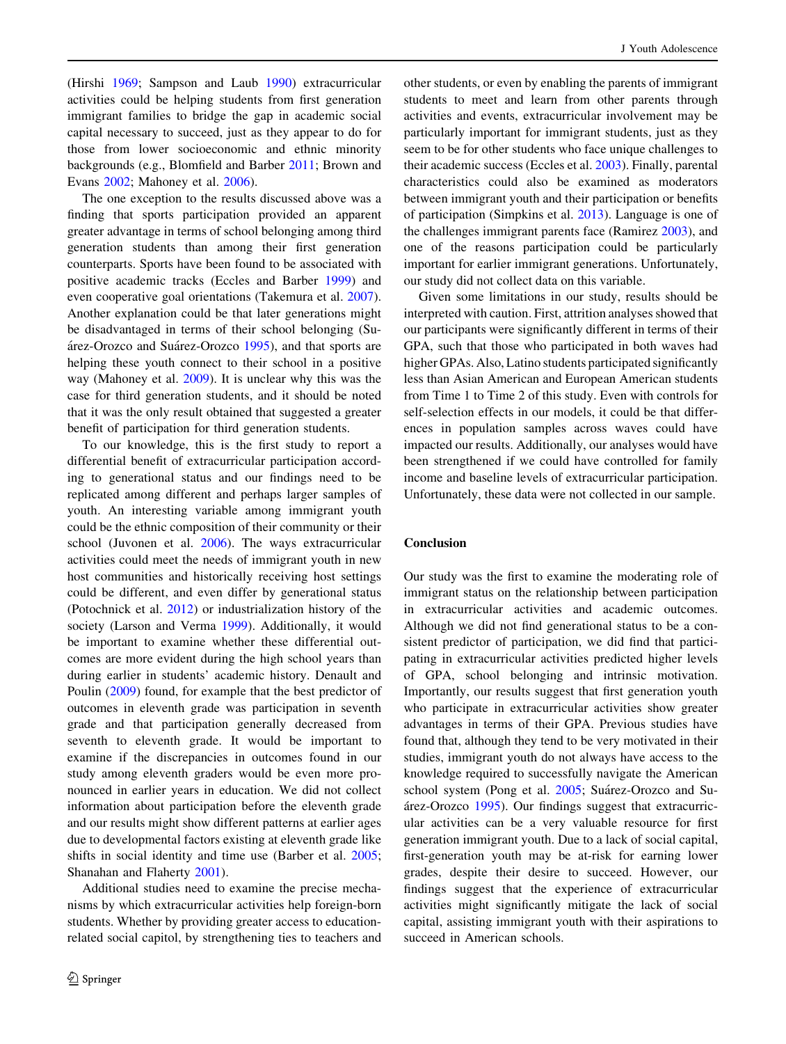(Hirshi 1969; Sampson and Laub 1990) extracurricular activities could be helping students from first generation immigrant families to bridge the gap in academic social capital necessary to succeed, just as they appear to do for those from lower socioeconomic and ethnic minority backgrounds (e.g., Blomfield and Barber 2011; Brown and Evans 2002; Mahoney et al. 2006).

The one exception to the results discussed above was a finding that sports participation provided an apparent greater advantage in terms of school belonging among third generation students than among their first generation counterparts. Sports have been found to be associated with positive academic tracks (Eccles and Barber 1999) and even cooperative goal orientations (Takemura et al. 2007). Another explanation could be that later generations might be disadvantaged in terms of their school belonging (Suárez-Orozco and Suárez-Orozco 1995), and that sports are helping these youth connect to their school in a positive way (Mahoney et al. 2009). It is unclear why this was the case for third generation students, and it should be noted that it was the only result obtained that suggested a greater benefit of participation for third generation students.

To our knowledge, this is the first study to report a differential benefit of extracurricular participation according to generational status and our findings need to be replicated among different and perhaps larger samples of youth. An interesting variable among immigrant youth could be the ethnic composition of their community or their school (Juvonen et al. 2006). The ways extracurricular activities could meet the needs of immigrant youth in new host communities and historically receiving host settings could be different, and even differ by generational status (Potochnick et al. 2012) or industrialization history of the society (Larson and Verma 1999). Additionally, it would be important to examine whether these differential outcomes are more evident during the high school years than during earlier in students' academic history. Denault and Poulin (2009) found, for example that the best predictor of outcomes in eleventh grade was participation in seventh grade and that participation generally decreased from seventh to eleventh grade. It would be important to examine if the discrepancies in outcomes found in our study among eleventh graders would be even more pronounced in earlier years in education. We did not collect information about participation before the eleventh grade and our results might show different patterns at earlier ages due to developmental factors existing at eleventh grade like shifts in social identity and time use (Barber et al. 2005; Shanahan and Flaherty 2001).

Additional studies need to examine the precise mechanisms by which extracurricular activities help foreign-born students. Whether by providing greater access to education-related social capitol, by strengthening ties to teachers and other students, or even by enabling the parents of immigrant students to meet and learn from other parents through activities and events, extracurricular involvement may be particularly important for immigrant students, just as they seem to be for other students who face unique challenges to their academic success (Eccles et al. 2003). Finally, parental characteristics could also be examined as moderators between immigrant youth and their participation or benefits of participation (Simpkins et al. 2013). Language is one of the challenges immigrant parents face (Ramirez 2003), and one of the reasons participation could be particularly important for earlier immigrant generations. Unfortunately, our study did not collect data on this variable.

Given some limitations in our study, results should be interpreted with caution. First, attrition analyses showed that our participants were significantly different in terms of their GPA, such that those who participated in both waves had higher GPAs. Also, Latino students participated significantly less than Asian American and European American students from Time 1 to Time 2 of this study. Even with controls for self-selection effects in our models, it could be that differences in population samples across waves could have impacted our results. Additionally, our analyses would have been strengthened if we could have controlled for family income and baseline levels of extracurricular participation. Unfortunately, these data were not collected in our sample.

## Conclusion

Our study was the first to examine the moderating role of immigrant status on the relationship between participation in extracurricular activities and academic outcomes. Although we did not find generational status to be a consistent predictor of participation, we did find that participating in extracurricular activities predicted higher levels of GPA, school belonging and intrinsic motivation. Importantly, our results suggest that first generation youth who participate in extracurricular activities show greater advantages in terms of their GPA. Previous studies have found that, although they tend to be very motivated in their studies, immigrant youth do not always have access to the knowledge required to successfully navigate the American school system (Pong et al. 2005; Suárez-Orozco and Suárez-Orozco 1995). Our findings suggest that extracurricular activities can be a very valuable resource for first generation immigrant youth. Due to a lack of social capital, first-generation youth may be at-risk for earning lower grades, despite their desire to succeed. However, our findings suggest that the experience of extracurricular activities might significantly mitigate the lack of social capital, assisting immigrant youth with their aspirations to succeed in American schools.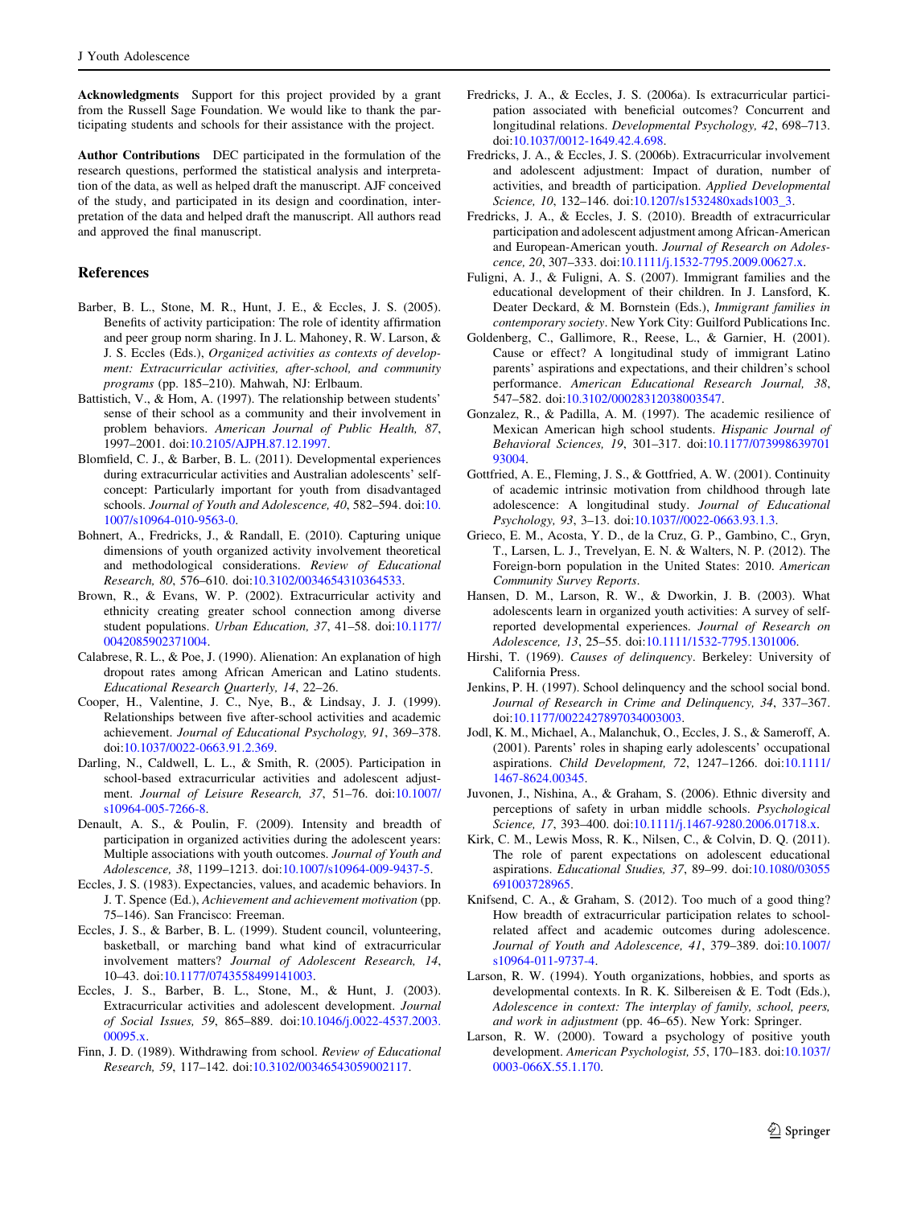**Acknowledgments** Support for this project provided by a grant from the Russell Sage Foundation. We would like to thank the participating students and schools for their assistance with the project.

**Author Contributions** DEC participated in the formulation of the research questions, performed the statistical analysis and interpretation of the data, as well as helped draft the manuscript. AJF conceived of the study, and participated in its design and coordination, interpretation of the data and helped draft the manuscript. All authors read and approved the final manuscript.

## References

Barber, B. L., Stone, M. R., Hunt, J. E., & Eccles, J. S. (2005). Benefits of activity participation: The role of identity affirmation and peer group norm sharing. In J. L. Mahoney, R. W. Larson, & J. S. Eccles (Eds.), *Organized activities as contexts of development: Extracurricular activities, after-school, and community programs* (pp. 185–210). Mahwah, NJ: Erlbaum.

Battistich, V., & Hom, A. (1997). The relationship between students' sense of their school as a community and their involvement in problem behaviors. *American Journal of Public Health, 87*, 1997–2001. doi:10.2105/AJPH.87.12.1997.

Blomfield, C. J., & Barber, B. L. (2011). Developmental experiences during extracurricular activities and Australian adolescents' self-concept: Particularly important for youth from disadvantaged schools. *Journal of Youth and Adolescence, 40*, 582–594. doi:10.1007/s10964-010-9563-0.

Bohnert, A., Fredricks, J., & Randall, E. (2010). Capturing unique dimensions of youth organized activity involvement theoretical and methodological considerations. *Review of Educational Research, 80*, 576–610. doi:10.3102/0034654310364533.

Brown, R., & Evans, W. P. (2002). Extracurricular activity and ethnicity creating greater school connection among diverse student populations. *Urban Education, 37*, 41–58. doi:10.1177/0042085902371004.

Calabrese, R. L., & Poe, J. (1990). Alienation: An explanation of high dropout rates among African American and Latino students. *Educational Research Quarterly, 14*, 22–26.

Cooper, H., Valentine, J. C., Nye, B., & Lindsay, J. J. (1999). Relationships between five after-school activities and academic achievement. *Journal of Educational Psychology, 91*, 369–378. doi:10.1037/0022-0663.91.2.369.

Darling, N., Caldwell, L. L., & Smith, R. (2005). Participation in school-based extracurricular activities and adolescent adjustment. *Journal of Leisure Research, 37*, 51–76. doi:10.1007/s10964-005-7266-8.

Denault, A. S., & Poulin, F. (2009). Intensity and breadth of participation in organized activities during the adolescent years: Multiple associations with youth outcomes. *Journal of Youth and Adolescence, 38*, 1199–1213. doi:10.1007/s10964-009-9437-5.

Eccles, J. S. (1983). Expectancies, values, and academic behaviors. In J. T. Spence (Ed.), *Achievement and achievement motivation* (pp. 75–146). San Francisco: Freeman.

Eccles, J. S., & Barber, B. L. (1999). Student council, volunteering, basketball, or marching band what kind of extracurricular involvement matters? *Journal of Adolescent Research, 14*, 10–43. doi:10.1177/0743558499141003.

Eccles, J. S., Barber, B. L., Stone, M., & Hunt, J. (2003). Extracurricular activities and adolescent development. *Journal of Social Issues, 59*, 865–889. doi:10.1046/j.0022-4537.2003.00095.x.

Finn, J. D. (1989). Withdrawing from school. *Review of Educational Research, 59*, 117–142. doi:10.3102/00346543059002117.

Fredricks, J. A., & Eccles, J. S. (2006a). Is extracurricular participation associated with beneficial outcomes? Concurrent and longitudinal relations. *Developmental Psychology, 42*, 698–713. doi:10.1037/0012-1649.42.4.698.

Fredricks, J. A., & Eccles, J. S. (2006b). Extracurricular involvement and adolescent adjustment: Impact of duration, number of activities, and breadth of participation. *Applied Developmental Science, 10*, 132–146. doi:10.1207/s1532480xads1003_3.

Fredricks, J. A., & Eccles, J. S. (2010). Breadth of extracurricular participation and adolescent adjustment among African-American and European-American youth. *Journal of Research on Adolescence, 20*, 307–333. doi:10.1111/j.1532-7795.2009.00627.x.

Fuligni, A. J., & Fuligni, A. S. (2007). Immigrant families and the educational development of their children. In J. Lansford, K. Deater Deckard, & M. Bornstein (Eds.), *Immigrant families in contemporary society*. New York City: Guilford Publications Inc.

Goldenberg, C., Gallimore, R., Reese, L., & Garnier, H. (2001). Cause or effect? A longitudinal study of immigrant Latino parents' aspirations and expectations, and their children's school performance. *American Educational Research Journal, 38*, 547–582. doi:10.3102/00028312038003547.

Gonzalez, R., & Padilla, A. M. (1997). The academic resilience of Mexican American high school students. *Hispanic Journal of Behavioral Sciences, 19*, 301–317. doi:10.1177/07399863970193004.

Gottfried, A. E., Fleming, J. S., & Gottfried, A. W. (2001). Continuity of academic intrinsic motivation from childhood through late adolescence: A longitudinal study. *Journal of Educational Psychology, 93*, 3–13. doi:10.1037//0022-0663.93.1.3.

Grieco, E. M., Acosta, Y. D., de la Cruz, G. P., Gambino, C., Gryn, T., Larsen, L. J., Trevelyan, E. N. & Walters, N. P. (2012). The Foreign-born population in the United States: 2010. *American Community Survey Reports*.

Hansen, D. M., Larson, R. W., & Dworkin, J. B. (2003). What adolescents learn in organized youth activities: A survey of self-reported developmental experiences. *Journal of Research on Adolescence, 13*, 25–55. doi:10.1111/1532-7795.1301006.

Hirshi, T. (1969). *Causes of delinquency*. Berkeley: University of California Press.

Jenkins, P. H. (1997). School delinquency and the school social bond. *Journal of Research in Crime and Delinquency, 34*, 337–367. doi:10.1177/0022427897034003003.

Jodl, K. M., Michael, A., Malanchuk, O., Eccles, J. S., & Sameroff, A. (2001). Parents' roles in shaping early adolescents' occupational aspirations. *Child Development, 72*, 1247–1266. doi:10.1111/1467-8624.00345.

Juvonen, J., Nishina, A., & Graham, S. (2006). Ethnic diversity and perceptions of safety in urban middle schools. *Psychological Science, 17*, 393–400. doi:10.1111/j.1467-9280.2006.01718.x.

Kirk, C. M., Lewis Moss, R. K., Nilsen, C., & Colvin, D. Q. (2011). The role of parent expectations on adolescent educational aspirations. *Educational Studies, 37*, 89–99. doi:10.1080/03055691003728965.

Knifsend, C. A., & Graham, S. (2012). Too much of a good thing? How breadth of extracurricular participation relates to school-related affect and academic outcomes during adolescence. *Journal of Youth and Adolescence, 41*, 379–389. doi:10.1007/s10964-011-9737-4.

Larson, R. W. (1994). Youth organizations, hobbies, and sports as developmental contexts. In R. K. Silbereisen & E. Todt (Eds.), *Adolescence in context: The interplay of family, school, peers, and work in adjustment* (pp. 46–65). New York: Springer.

Larson, R. W. (2000). Toward a psychology of positive youth development. *American Psychologist, 55*, 170–183. doi:10.1037/0003-066X.55.1.170.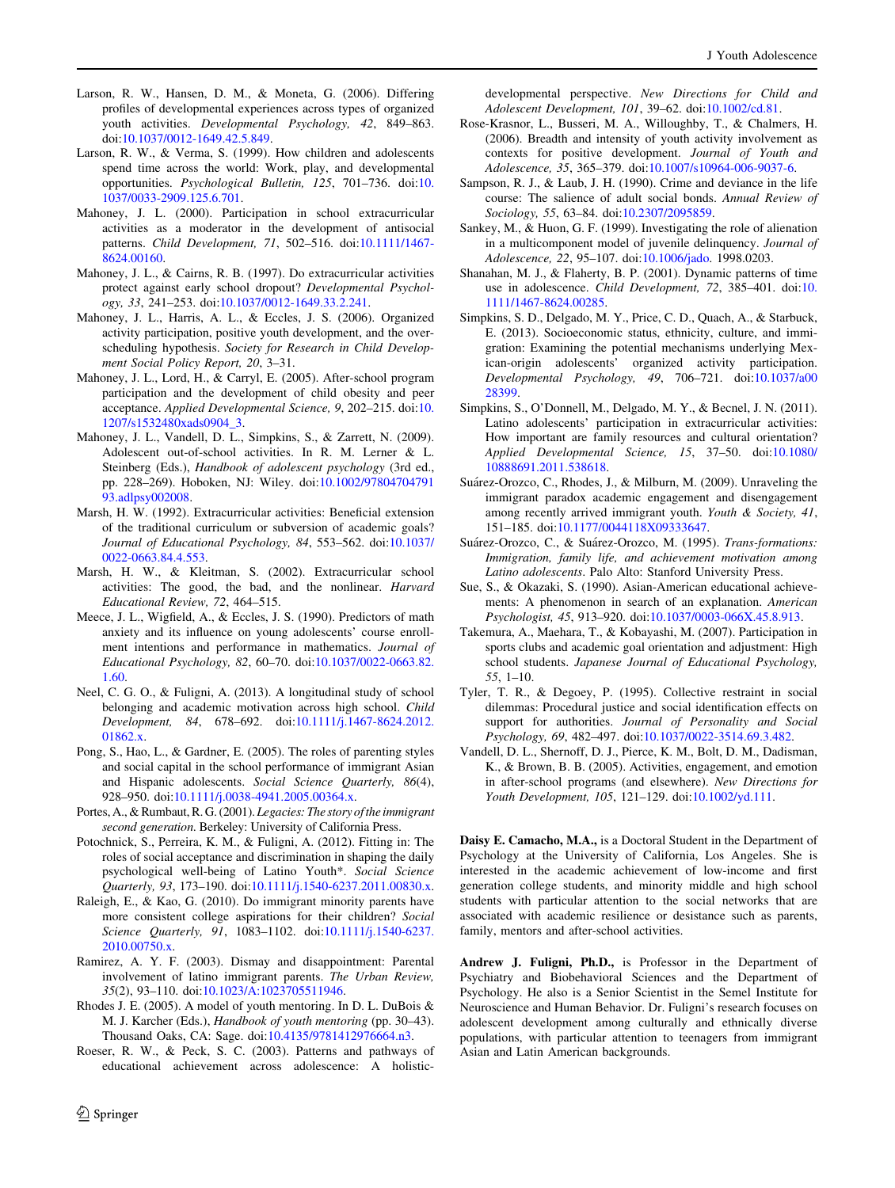Larson, R. W., Hansen, D. M., & Moneta, G. (2006). Differing profiles of developmental experiences across types of organized youth activities. *Developmental Psychology, 42*, 849–863. doi:10.1037/0012-1649.42.5.849.

Larson, R. W., & Verma, S. (1999). How children and adolescents spend time across the world: Work, play, and developmental opportunities. *Psychological Bulletin, 125*, 701–736. doi:10.1037/0033-2909.125.6.701.

Mahoney, J. L. (2000). Participation in school extracurricular activities as a moderator in the development of antisocial patterns. *Child Development, 71*, 502–516. doi:10.1111/1467-8624.00160.

Mahoney, J. L., & Cairns, R. B. (1997). Do extracurricular activities protect against early school dropout? *Developmental Psychology, 33*, 241–253. doi:10.1037/0012-1649.33.2.241.

Mahoney, J. L., Harris, A. L., & Eccles, J. S. (2006). Organized activity participation, positive youth development, and the over-scheduling hypothesis. *Society for Research in Child Development Social Policy Report, 20*, 3–31.

Mahoney, J. L., Lord, H., & Carryl, E. (2005). After-school program participation and the development of child obesity and peer acceptance. *Applied Developmental Science, 9*, 202–215. doi:10.1207/s1532480xads0904_3.

Mahoney, J. L., Vandell, D. L., Simpkins, S., & Zarrett, N. (2009). Adolescent out-of-school activities. In R. M. Lerner & L. Steinberg (Eds.), *Handbook of adolescent psychology* (3rd ed., pp. 228–269). Hoboken, NJ: Wiley. doi:10.1002/9780470479193.adlpsy002008.

Marsh, H. W. (1992). Extracurricular activities: Beneficial extension of the traditional curriculum or subversion of academic goals? *Journal of Educational Psychology, 84*, 553–562. doi:10.1037/0022-0663.84.4.553.

Marsh, H. W., & Kleitman, S. (2002). Extracurricular school activities: The good, the bad, and the nonlinear. *Harvard Educational Review, 72*, 464–515.

Meece, J. L., Wigfield, A., & Eccles, J. S. (1990). Predictors of math anxiety and its influence on young adolescents' course enrollment intentions and performance in mathematics. *Journal of Educational Psychology, 82*, 60–70. doi:10.1037/0022-0663.82.1.60.

Neel, C. G. O., & Fuligni, A. (2013). A longitudinal study of school belonging and academic motivation across high school. *Child Development, 84*, 678–692. doi:10.1111/j.1467-8624.2012.01862.x.

Pong, S., Hao, L., & Gardner, E. (2005). The roles of parenting styles and social capital in the school performance of immigrant Asian and Hispanic adolescents. *Social Science Quarterly, 86*(4), 928–950. doi:10.1111/j.0038-4941.2005.00364.x.

Portes, A., & Rumbaut, R. G. (2001). *Legacies: The story of the immigrant second generation*. Berkeley: University of California Press.

Potochnick, S., Perreira, K. M., & Fuligni, A. (2012). Fitting in: The roles of social acceptance and discrimination in shaping the daily psychological well-being of Latino Youth*. *Social Science Quarterly, 93*, 173–190. doi:10.1111/j.1540-6237.2011.00830.x.

Raleigh, E., & Kao, G. (2010). Do immigrant minority parents have more consistent college aspirations for their children? *Social Science Quarterly, 91*, 1083–1102. doi:10.1111/j.1540-6237.2010.00750.x.

Ramirez, A. Y. F. (2003). Dismay and disappointment: Parental involvement of latino immigrant parents. *The Urban Review, 35*(2), 93–110. doi:10.1023/A:1023705511946.

Rhodes J. E. (2005). A model of youth mentoring. In D. L. DuBois & M. J. Karcher (Eds.), *Handbook of youth mentoring* (pp. 30–43). Thousand Oaks, CA: Sage. doi:10.4135/9781412976664.n3.

Roeser, R. W., & Peck, S. C. (2003). Patterns and pathways of educational achievement across adolescence: A holistic-developmental perspective. *New Directions for Child and Adolescent Development, 101*, 39–62. doi:10.1002/cd.81.

Rose-Krasnor, L., Busseri, M. A., Willoughby, T., & Chalmers, H. (2006). Breadth and intensity of youth activity involvement as contexts for positive development. *Journal of Youth and Adolescence, 35*, 365–379. doi:10.1007/s10964-006-9037-6.

Sampson, R. J., & Laub, J. H. (1990). Crime and deviance in the life course: The salience of adult social bonds. *Annual Review of Sociology, 55*, 63–84. doi:10.2307/2095859.

Sankey, M., & Huon, G. F. (1999). Investigating the role of alienation in a multicomponent model of juvenile delinquency. *Journal of Adolescence, 22*, 95–107. doi:10.1006/jado. 1998.0203.

Shanahan, M. J., & Flaherty, B. P. (2001). Dynamic patterns of time use in adolescence. *Child Development, 72*, 385–401. doi:10.1111/1467-8624.00285.

Simpkins, S. D., Delgado, M. Y., Price, C. D., Quach, A., & Starbuck, E. (2013). Socioeconomic status, ethnicity, culture, and immigration: Examining the potential mechanisms underlying Mexican-origin adolescents' organized activity participation. *Developmental Psychology, 49*, 706–721. doi:10.1037/a0028399.

Simpkins, S., O'Donnell, M., Delgado, M. Y., & Becnel, J. N. (2011). Latino adolescents' participation in extracurricular activities: How important are family resources and cultural orientation? *Applied Developmental Science, 15*, 37–50. doi:10.1080/10888691.2011.538618.

Suárez-Orozco, C., Rhodes, J., & Milburn, M. (2009). Unraveling the immigrant paradox academic engagement and disengagement among recently arrived immigrant youth. *Youth & Society, 41*, 151–185. doi:10.1177/0044118X09333647.

Suárez-Orozco, C., & Suárez-Orozco, M. (1995). *Trans-formations: Immigration, family life, and achievement motivation among Latino adolescents*. Palo Alto: Stanford University Press.

Sue, S., & Okazaki, S. (1990). Asian-American educational achievements: A phenomenon in search of an explanation. *American Psychologist, 45*, 913–920. doi:10.1037/0003-066X.45.8.913.

Takemura, A., Maehara, T., & Kobayashi, M. (2007). Participation in sports clubs and academic goal orientation and adjustment: High school students. *Japanese Journal of Educational Psychology, 55*, 1–10.

Tyler, T. R., & Degoey, P. (1995). Collective restraint in social dilemmas: Procedural justice and social identification effects on support for authorities. *Journal of Personality and Social Psychology, 69*, 482–497. doi:10.1037/0022-3514.69.3.482.

Vandell, D. L., Shernoff, D. J., Pierce, K. M., Bolt, D. M., Dadisman, K., & Brown, B. B. (2005). Activities, engagement, and emotion in after-school programs (and elsewhere). *New Directions for Youth Development, 105*, 121–129. doi:10.1002/yd.111.

**Daisy E. Camacho, M.A.,** is a Doctoral Student in the Department of Psychology at the University of California, Los Angeles. She is interested in the academic achievement of low-income and first generation college students, and minority middle and high school students with particular attention to the social networks that are associated with academic resilience or desistance such as parents, family, mentors and after-school activities.

**Andrew J. Fuligni, Ph.D.,** is Professor in the Department of Psychiatry and Biobehavioral Sciences and the Department of Psychology. He also is a Senior Scientist in the Semel Institute for Neuroscience and Human Behavior. Dr. Fuligni's research focuses on adolescent development among culturally and ethnically diverse populations, with particular attention to teenagers from immigrant Asian and Latin American backgrounds.